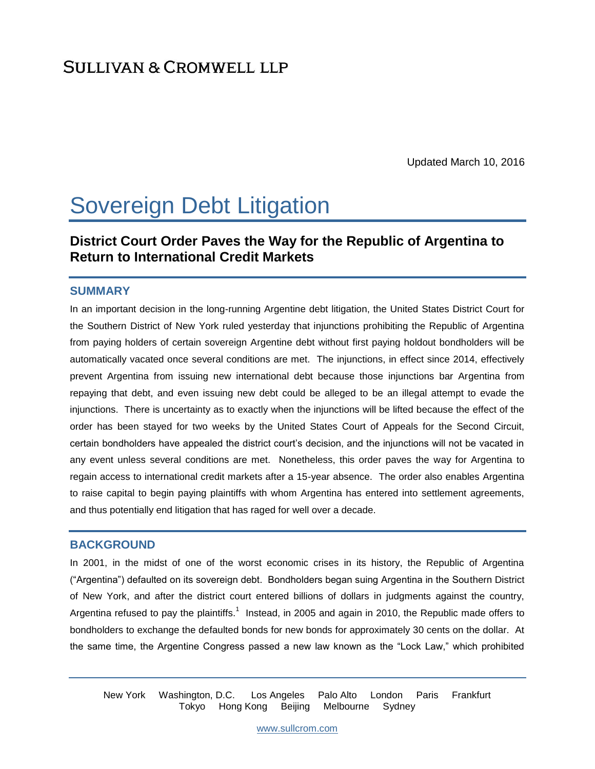SULLIVAN & CROMWELL LLP

Updated March 10, 2016

# Sovereign Debt Litigation

## District Court Order Paves the Way for the Republic of Argentina to Return to International Credit Markets

### SUMMARY

In an important decision in the long-running Argentine debt litigation, the United States District Court for the Southern District of New York ruled yesterday that injunctions prohibiting the Republic of Argentina from paying holders of certain sovereign Argentine debt without first paying holdout bondholders will be automatically vacated once several conditions are met. The injunctions, in effect since 2014, effectively prevent Argentina from issuing new international debt because those injunctions bar Argentina from repaying that debt, and even issuing new debt could be alleged to be an illegal attempt to evade the injunctions. There is uncertainty as to exactly when the injunctions will be lifted because the effect of the order has been stayed for two weeks by the United States Court of Appeals for the Second Circuit, certain bondholders have appealed the district court's decision, and the injunctions will not be vacated in any event unless several conditions are met. Nonetheless, this order paves the way for Argentina to regain access to international credit markets after a 15-year absence. The order also enables Argentina to raise capital to begin paying plaintiffs with whom Argentina has entered into settlement agreements, and thus potentially end litigation that has raged for well over a decade.

### BACKGROUND

In 2001, in the midst of one of the worst economic crises in its history, the Republic of Argentina ("Argentina") defaulted on its sovereign debt. Bondholders began suing Argentina in the Southern District of New York, and after the district court entered billions of dollars in judgments against the country, Argentina refused to pay the plaintiffs.[1] Instead, in 2005 and again in 2010, the Republic made offers to bondholders to exchange the defaulted bonds for new bonds for approximately 30 cents on the dollar. At the same time, the Argentine Congress passed a new law known as the "Lock Law," which prohibited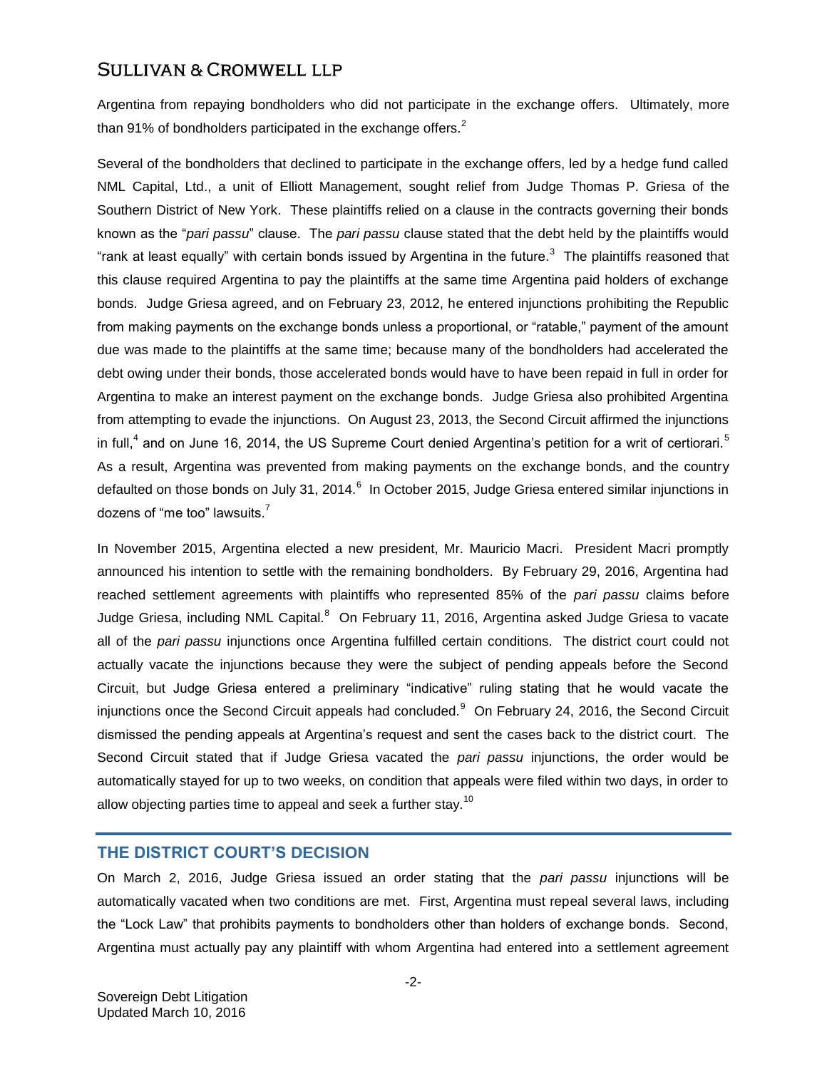Argentina from repaying bondholders who did not participate in the exchange offers. Ultimately, more than 91% of bondholders participated in the exchange offers.[2]

Several of the bondholders that declined to participate in the exchange offers, led by a hedge fund called NML Capital, Ltd., a unit of Elliott Management, sought relief from Judge Thomas P. Griesa of the Southern District of New York. These plaintiffs relied on a clause in the contracts governing their bonds known as the "*pari passu*" clause. The *pari passu* clause stated that the debt held by the plaintiffs would "rank at least equally" with certain bonds issued by Argentina in the future.[3] The plaintiffs reasoned that this clause required Argentina to pay the plaintiffs at the same time Argentina paid holders of exchange bonds. Judge Griesa agreed, and on February 23, 2012, he entered injunctions prohibiting the Republic from making payments on the exchange bonds unless a proportional, or "ratable," payment of the amount due was made to the plaintiffs at the same time; because many of the bondholders had accelerated the debt owing under their bonds, those accelerated bonds would have to have been repaid in full in order for Argentina to make an interest payment on the exchange bonds. Judge Griesa also prohibited Argentina from attempting to evade the injunctions. On August 23, 2013, the Second Circuit affirmed the injunctions in full,[4] and on June 16, 2014, the US Supreme Court denied Argentina's petition for a writ of certiorari.[5] As a result, Argentina was prevented from making payments on the exchange bonds, and the country defaulted on those bonds on July 31, 2014.[6] In October 2015, Judge Griesa entered similar injunctions in dozens of "me too" lawsuits.[7]

In November 2015, Argentina elected a new president, Mr. Mauricio Macri. President Macri promptly announced his intention to settle with the remaining bondholders. By February 29, 2016, Argentina had reached settlement agreements with plaintiffs who represented 85% of the *pari passu* claims before Judge Griesa, including NML Capital.[8] On February 11, 2016, Argentina asked Judge Griesa to vacate all of the *pari passu* injunctions once Argentina fulfilled certain conditions. The district court could not actually vacate the injunctions because they were the subject of pending appeals before the Second Circuit, but Judge Griesa entered a preliminary "indicative" ruling stating that he would vacate the injunctions once the Second Circuit appeals had concluded.[9] On February 24, 2016, the Second Circuit dismissed the pending appeals at Argentina's request and sent the cases back to the district court. The Second Circuit stated that if Judge Griesa vacated the *pari passu* injunctions, the order would be automatically stayed for up to two weeks, on condition that appeals were filed within two days, in order to allow objecting parties time to appeal and seek a further stay.[10]

## THE DISTRICT COURT'S DECISION

On March 2, 2016, Judge Griesa issued an order stating that the *pari passu* injunctions will be automatically vacated when two conditions are met. First, Argentina must repeal several laws, including the "Lock Law" that prohibits payments to bondholders other than holders of exchange bonds. Second, Argentina must actually pay any plaintiff with whom Argentina had entered into a settlement agreement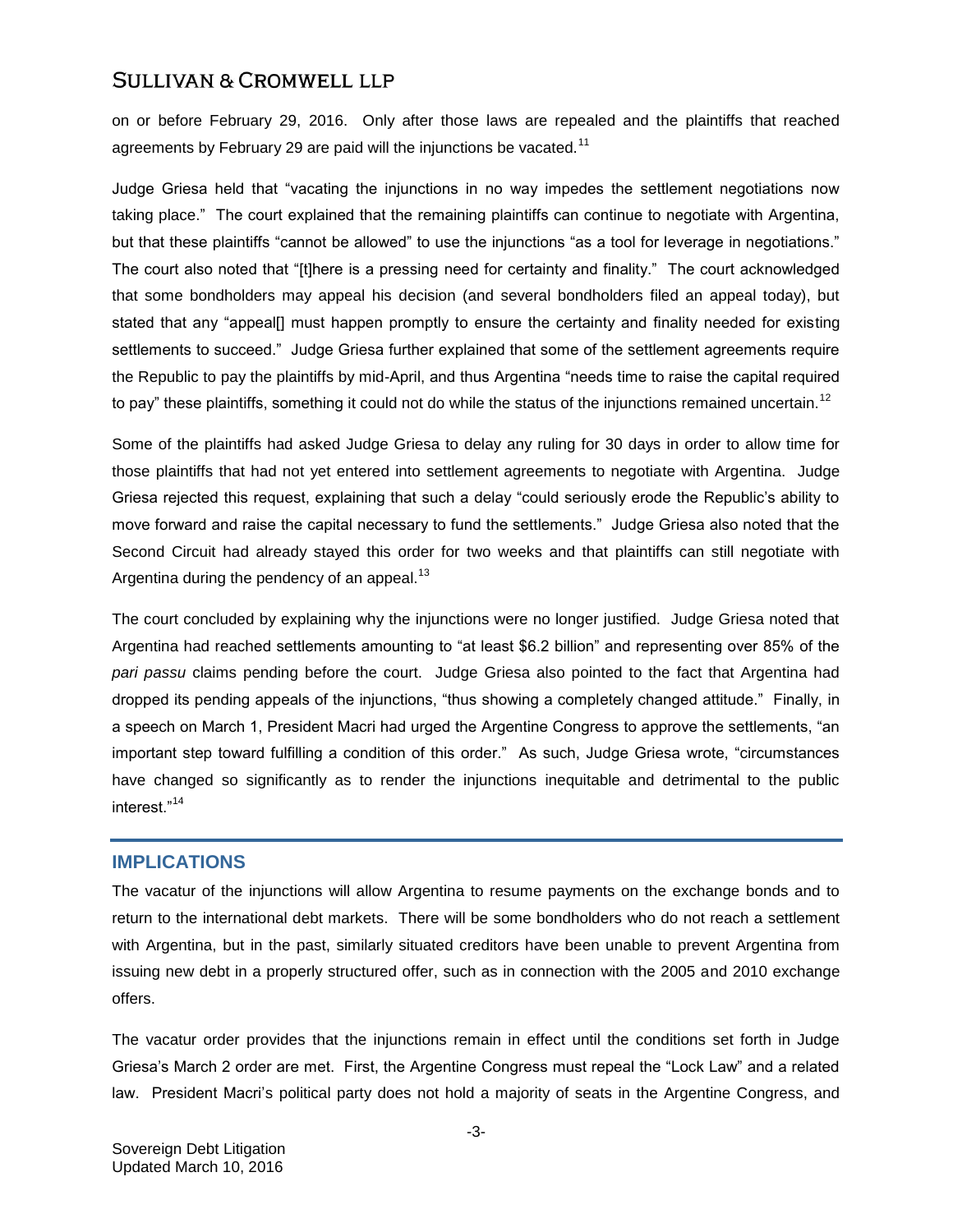on or before February 29, 2016. Only after those laws are repealed and the plaintiffs that reached agreements by February 29 are paid will the injunctions be vacated.[11]

Judge Griesa held that "vacating the injunctions in no way impedes the settlement negotiations now taking place." The court explained that the remaining plaintiffs can continue to negotiate with Argentina, but that these plaintiffs "cannot be allowed" to use the injunctions "as a tool for leverage in negotiations." The court also noted that "[t]here is a pressing need for certainty and finality." The court acknowledged that some bondholders may appeal his decision (and several bondholders filed an appeal today), but stated that any "appeal[] must happen promptly to ensure the certainty and finality needed for existing settlements to succeed." Judge Griesa further explained that some of the settlement agreements require the Republic to pay the plaintiffs by mid-April, and thus Argentina "needs time to raise the capital required to pay" these plaintiffs, something it could not do while the status of the injunctions remained uncertain.[12]

Some of the plaintiffs had asked Judge Griesa to delay any ruling for 30 days in order to allow time for those plaintiffs that had not yet entered into settlement agreements to negotiate with Argentina. Judge Griesa rejected this request, explaining that such a delay "could seriously erode the Republic's ability to move forward and raise the capital necessary to fund the settlements." Judge Griesa also noted that the Second Circuit had already stayed this order for two weeks and that plaintiffs can still negotiate with Argentina during the pendency of an appeal.[13]

The court concluded by explaining why the injunctions were no longer justified. Judge Griesa noted that Argentina had reached settlements amounting to "at least $6.2 billion" and representing over 85% of the *pari passu* claims pending before the court. Judge Griesa also pointed to the fact that Argentina had dropped its pending appeals of the injunctions, "thus showing a completely changed attitude." Finally, in a speech on March 1, President Macri had urged the Argentine Congress to approve the settlements, "an important step toward fulfilling a condition of this order." As such, Judge Griesa wrote, "circumstances have changed so significantly as to render the injunctions inequitable and detrimental to the public interest."[14]

## IMPLICATIONS

The vacatur of the injunctions will allow Argentina to resume payments on the exchange bonds and to return to the international debt markets. There will be some bondholders who do not reach a settlement with Argentina, but in the past, similarly situated creditors have been unable to prevent Argentina from issuing new debt in a properly structured offer, such as in connection with the 2005 and 2010 exchange offers.

The vacatur order provides that the injunctions remain in effect until the conditions set forth in Judge Griesa's March 2 order are met. First, the Argentine Congress must repeal the "Lock Law" and a related law. President Macri's political party does not hold a majority of seats in the Argentine Congress, and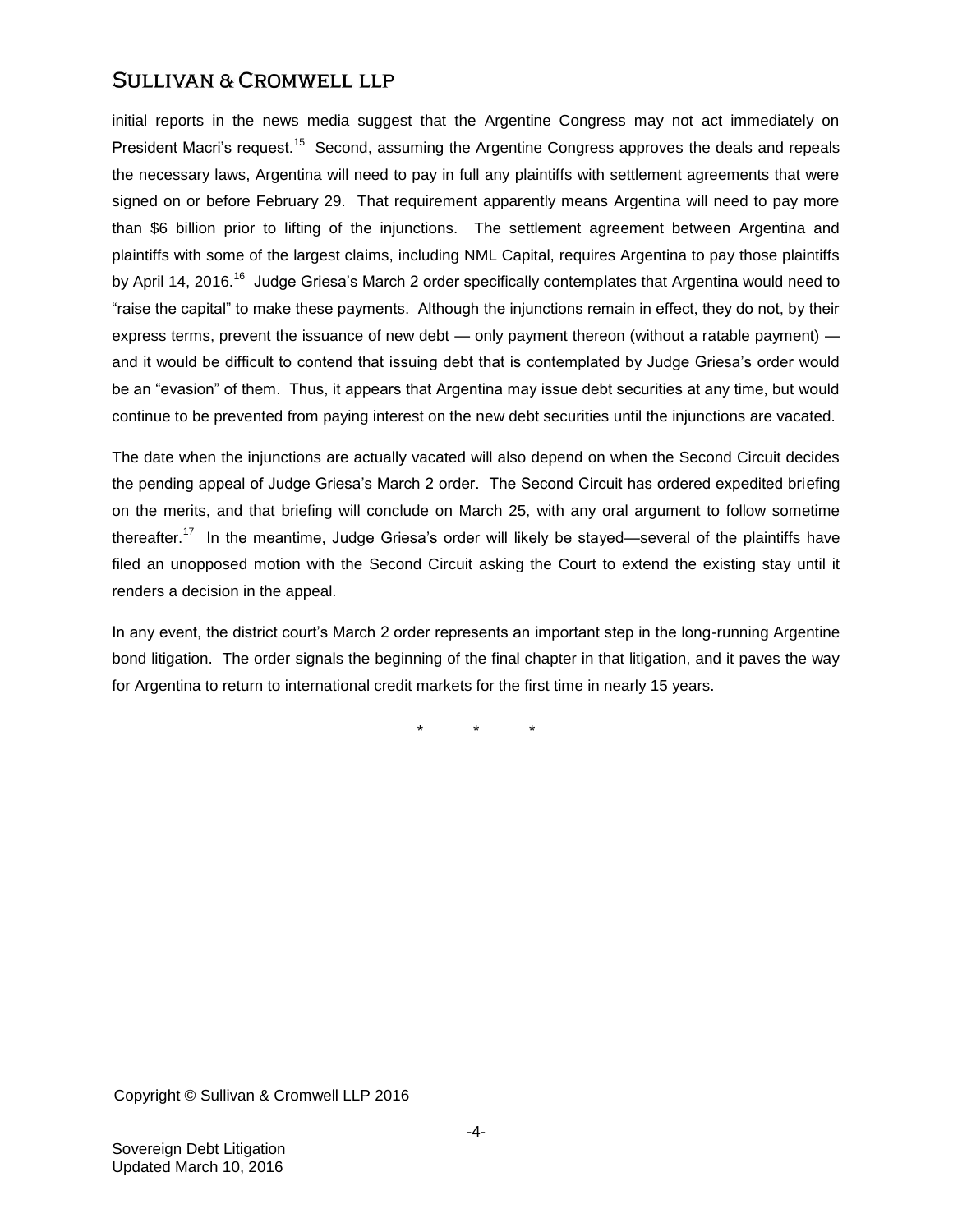initial reports in the news media suggest that the Argentine Congress may not act immediately on President Macri's request.[15] Second, assuming the Argentine Congress approves the deals and repeals the necessary laws, Argentina will need to pay in full any plaintiffs with settlement agreements that were signed on or before February 29. That requirement apparently means Argentina will need to pay more than $6 billion prior to lifting of the injunctions. The settlement agreement between Argentina and plaintiffs with some of the largest claims, including NML Capital, requires Argentina to pay those plaintiffs by April 14, 2016.[16] Judge Griesa's March 2 order specifically contemplates that Argentina would need to "raise the capital" to make these payments. Although the injunctions remain in effect, they do not, by their express terms, prevent the issuance of new debt — only payment thereon (without a ratable payment) — and it would be difficult to contend that issuing debt that is contemplated by Judge Griesa's order would be an "evasion" of them. Thus, it appears that Argentina may issue debt securities at any time, but would continue to be prevented from paying interest on the new debt securities until the injunctions are vacated.

The date when the injunctions are actually vacated will also depend on when the Second Circuit decides the pending appeal of Judge Griesa's March 2 order. The Second Circuit has ordered expedited briefing on the merits, and that briefing will conclude on March 25, with any oral argument to follow sometime thereafter.[17] In the meantime, Judge Griesa's order will likely be stayed—several of the plaintiffs have filed an unopposed motion with the Second Circuit asking the Court to extend the existing stay until it renders a decision in the appeal.

In any event, the district court's March 2 order represents an important step in the long-running Argentine bond litigation. The order signals the beginning of the final chapter in that litigation, and it paves the way for Argentina to return to international credit markets for the first time in nearly 15 years.

\* \* \*

Copyright © Sullivan & Cromwell LLP 2016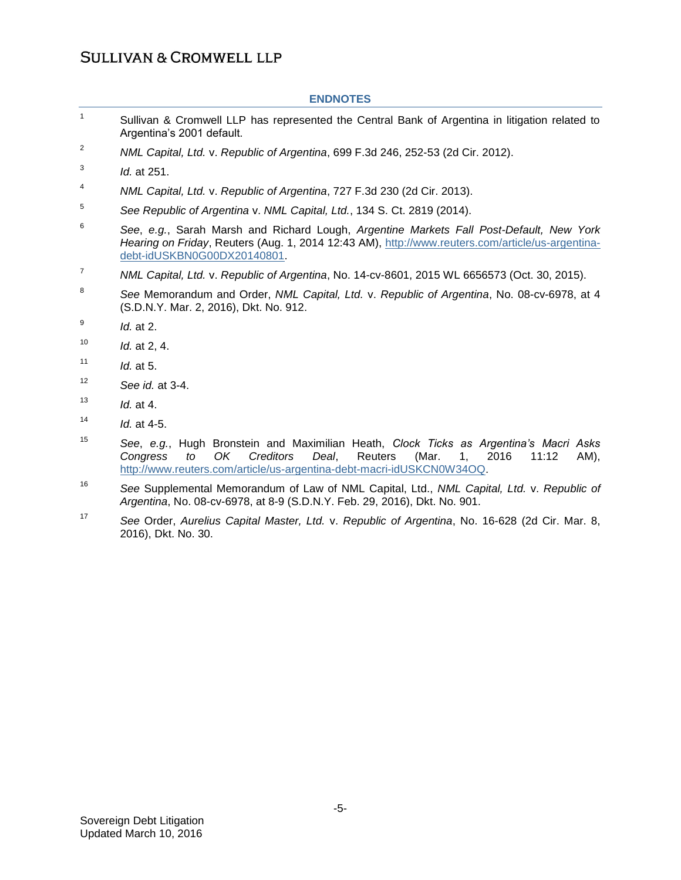## ENDNOTES

1. Sullivan & Cromwell LLP has represented the Central Bank of Argentina in litigation related to Argentina's 2001 default.

2. *NML Capital, Ltd.* v. *Republic of Argentina*, 699 F.3d 246, 252-53 (2d Cir. 2012).

3. *Id.* at 251.

4. *NML Capital, Ltd.* v. *Republic of Argentina*, 727 F.3d 230 (2d Cir. 2013).

5. *See Republic of Argentina* v. *NML Capital, Ltd.*, 134 S. Ct. 2819 (2014).

6. *See*, *e.g.*, Sarah Marsh and Richard Lough, *Argentine Markets Fall Post-Default, New York Hearing on Friday*, Reuters (Aug. 1, 2014 12:43 AM), http://www.reuters.com/article/us-argentina-debt-idUSKBN0G00DX20140801.

7. *NML Capital, Ltd.* v. *Republic of Argentina*, No. 14-cv-8601, 2015 WL 6656573 (Oct. 30, 2015).

8. *See* Memorandum and Order, *NML Capital, Ltd.* v. *Republic of Argentina*, No. 08-cv-6978, at 4 (S.D.N.Y. Mar. 2, 2016), Dkt. No. 912.

9. *Id.* at 2.

10. *Id.* at 2, 4.

11. *Id.* at 5.

12. *See id.* at 3-4.

13. *Id.* at 4.

14. *Id.* at 4-5.

15. *See*, *e.g.*, Hugh Bronstein and Maximilian Heath, *Clock Ticks as Argentina's Macri Asks Congress to OK Creditors Deal*, Reuters (Mar. 1, 2016 11:12 AM), http://www.reuters.com/article/us-argentina-debt-macri-idUSKCN0W34OQ.

16. *See* Supplemental Memorandum of Law of NML Capital, Ltd., *NML Capital, Ltd.* v. *Republic of Argentina*, No. 08-cv-6978, at 8-9 (S.D.N.Y. Feb. 29, 2016), Dkt. No. 901.

17. *See* Order, *Aurelius Capital Master, Ltd.* v. *Republic of Argentina*, No. 16-628 (2d Cir. Mar. 8, 2016), Dkt. No. 30.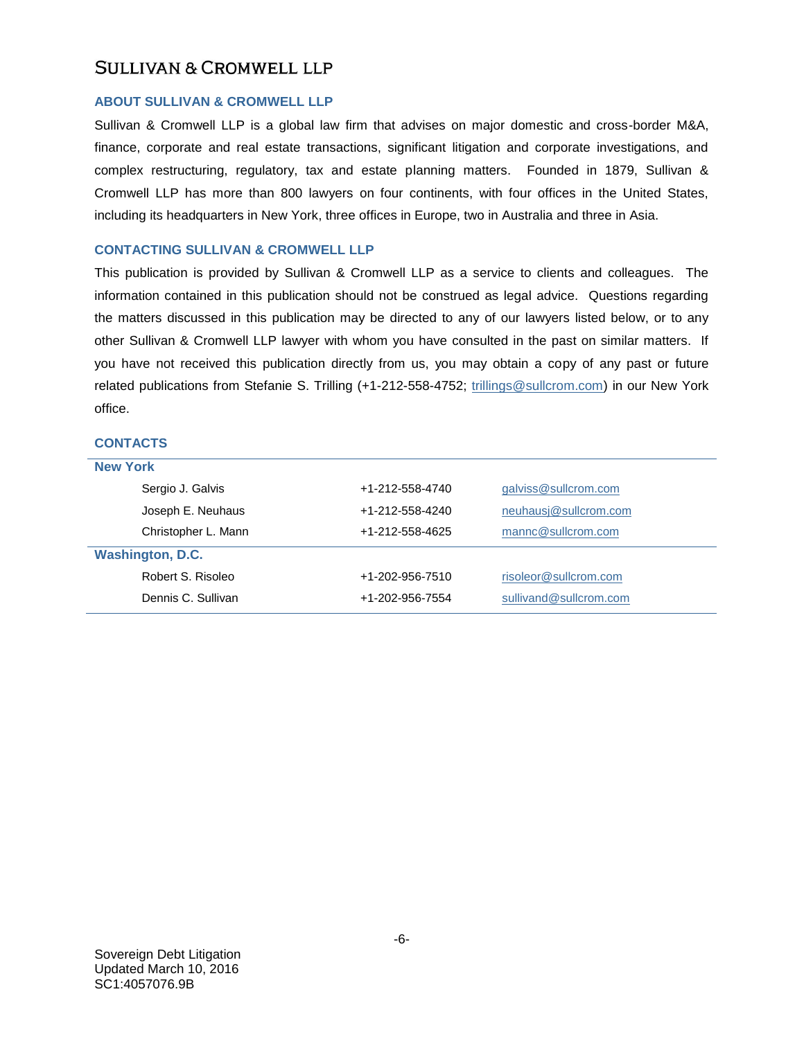# SULLIVAN & CROMWELL LLP

## ABOUT SULLIVAN & CROMWELL LLP

Sullivan & Cromwell LLP is a global law firm that advises on major domestic and cross-border M&A, finance, corporate and real estate transactions, significant litigation and corporate investigations, and complex restructuring, regulatory, tax and estate planning matters. Founded in 1879, Sullivan & Cromwell LLP has more than 800 lawyers on four continents, with four offices in the United States, including its headquarters in New York, three offices in Europe, two in Australia and three in Asia.

## CONTACTING SULLIVAN & CROMWELL LLP

This publication is provided by Sullivan & Cromwell LLP as a service to clients and colleagues. The information contained in this publication should not be construed as legal advice. Questions regarding the matters discussed in this publication may be directed to any of our lawyers listed below, or to any other Sullivan & Cromwell LLP lawyer with whom you have consulted in the past on similar matters. If you have not received this publication directly from us, you may obtain a copy of any past or future related publications from Stefanie S. Trilling (+1-212-558-4752; trillings@sullcrom.com) in our New York office.

## CONTACTS

| | | |
|---|---|---|
| **New York** | | |
| Sergio J. Galvis | +1-212-558-4740 | galviss@sullcrom.com |
| Joseph E. Neuhaus | +1-212-558-4240 | neuhausj@sullcrom.com |
| Christopher L. Mann | +1-212-558-4625 | mannc@sullcrom.com |
| **Washington, D.C.** | | |
| Robert S. Risoleo | +1-202-956-7510 | risoleor@sullcrom.com |
| Dennis C. Sullivan | +1-202-956-7554 | sullivand@sullcrom.com |

Sovereign Debt Litigation
Updated March 10, 2016
SC1:4057076.9B